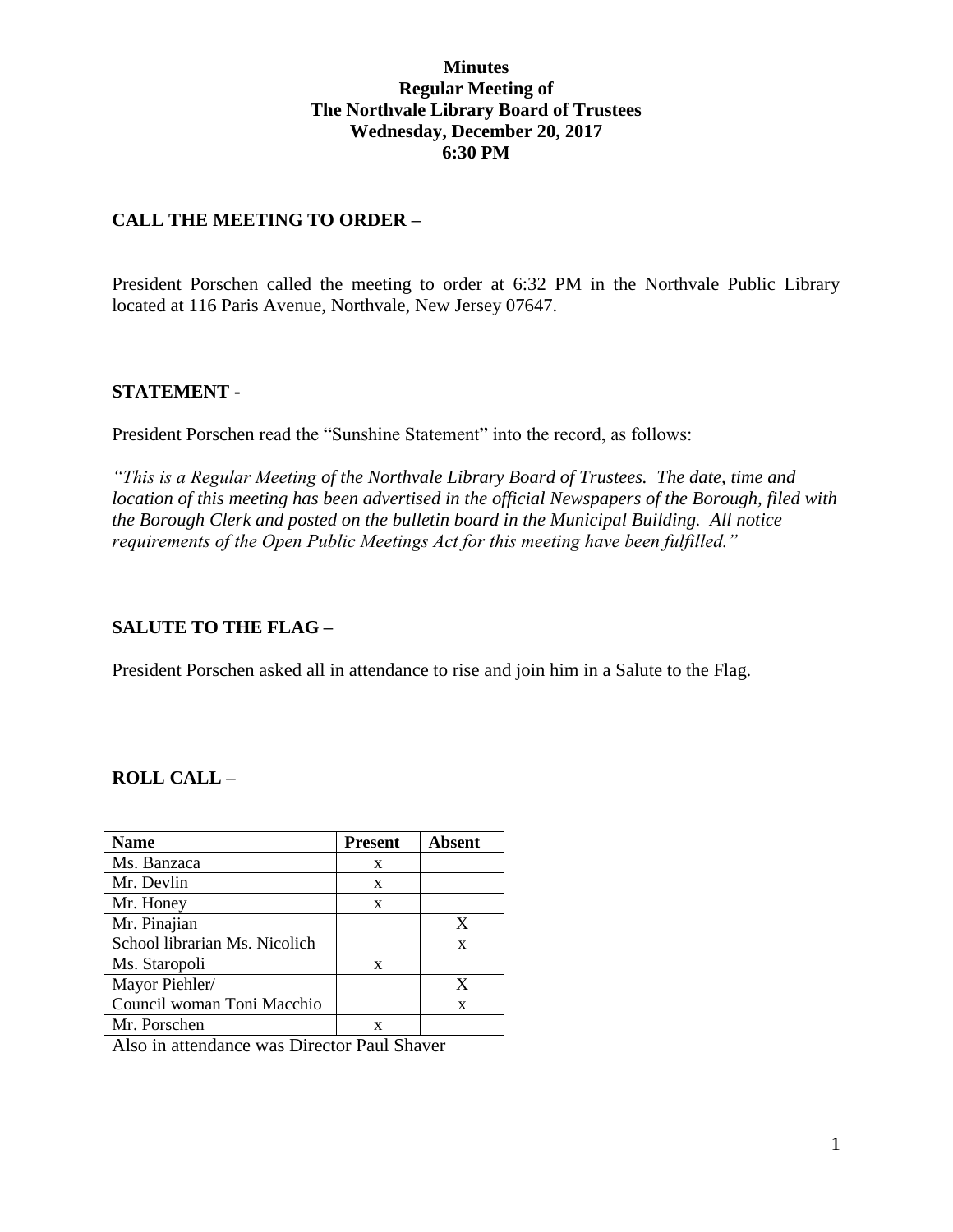**Minutes**
**Regular Meeting of**
**The Northvale Library Board of Trustees**
**Wednesday, December 20, 2017**
**6:30 PM**

## CALL THE MEETING TO ORDER –

President Porschen called the meeting to order at 6:32 PM in the Northvale Public Library located at 116 Paris Avenue, Northvale, New Jersey 07647.

## STATEMENT -

President Porschen read the "Sunshine Statement" into the record, as follows:

*"This is a Regular Meeting of the Northvale Library Board of Trustees. The date, time and location of this meeting has been advertised in the official Newspapers of the Borough, filed with the Borough Clerk and posted on the bulletin board in the Municipal Building. All notice requirements of the Open Public Meetings Act for this meeting have been fulfilled."*

## SALUTE TO THE FLAG –

President Porschen asked all in attendance to rise and join him in a Salute to the Flag.

## ROLL CALL –

| Name | Present | Absent |
|---|---|---|
| Ms. Banzaca | x | |
| Mr. Devlin | x | |
| Mr. Honey | x | |
| Mr. Pinajian<br>School librarian Ms. Nicolich | | X<br>x |
| Ms. Staropoli | x | |
| Mayor Piehler/<br>Council woman Toni Macchio | | X<br>x |
| Mr. Porschen | x | |

Also in attendance was Director Paul Shaver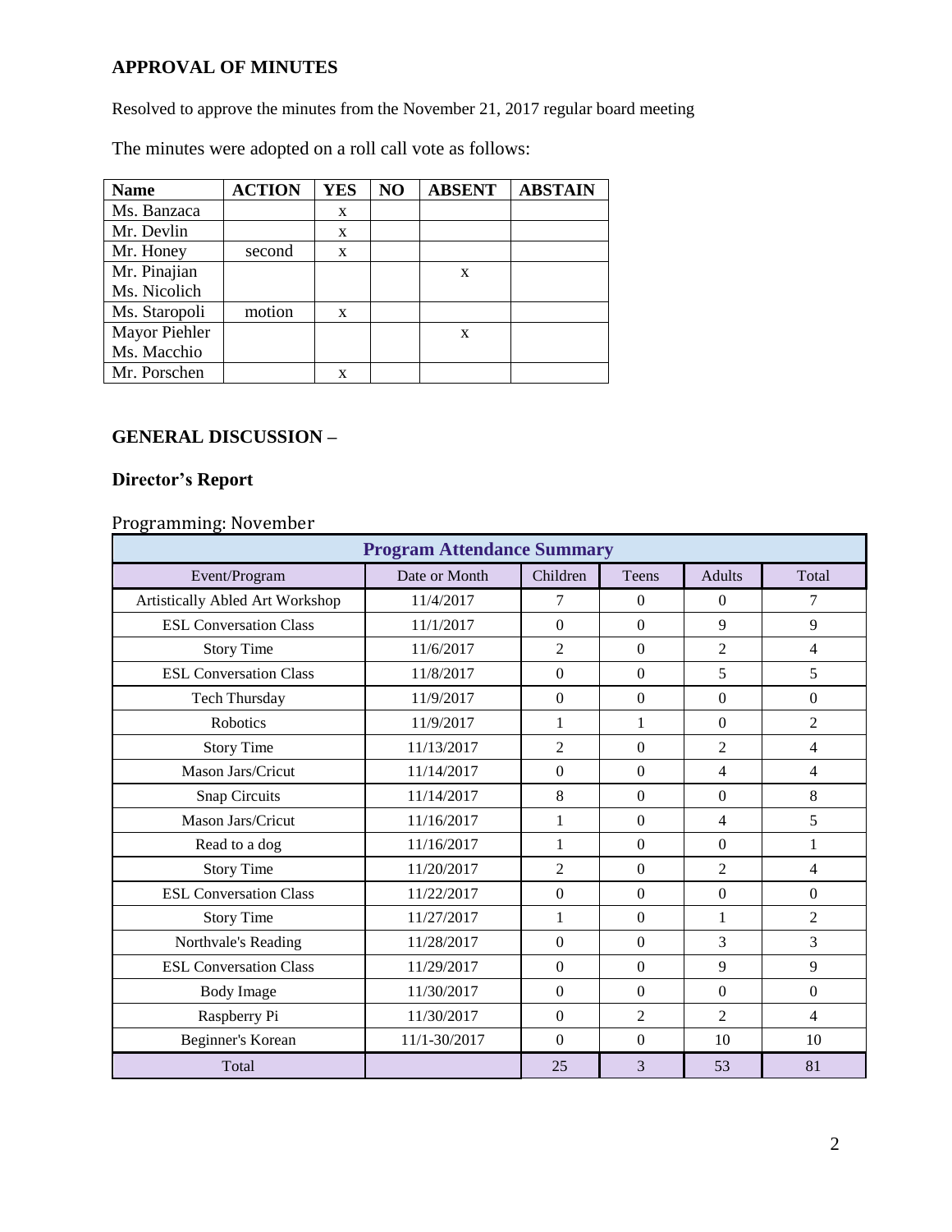## APPROVAL OF MINUTES

Resolved to approve the minutes from the November 21, 2017 regular board meeting

The minutes were adopted on a roll call vote as follows:

| Name | ACTION | YES | NO | ABSENT | ABSTAIN |
|---|---|---|---|---|---|
| Ms. Banzaca | | x | | | |
| Mr. Devlin | | x | | | |
| Mr. Honey | second | x | | | |
| Mr. Pinajian<br>Ms. Nicolich | | | | x | |
| Ms. Staropoli | motion | x | | | |
| Mayor Piehler<br>Ms. Macchio | | | | x | |
| Mr. Porschen | | x | | | |

## GENERAL DISCUSSION –

### Director's Report

Programming: November

| Program Attendance Summary | | | | | |
|---|---|---|---|---|---|
| Event/Program | Date or Month | Children | Teens | Adults | Total |
| Artistically Abled Art Workshop | 11/4/2017 | 7 | 0 | 0 | 7 |
| ESL Conversation Class | 11/1/2017 | 0 | 0 | 9 | 9 |
| Story Time | 11/6/2017 | 2 | 0 | 2 | 4 |
| ESL Conversation Class | 11/8/2017 | 0 | 0 | 5 | 5 |
| Tech Thursday | 11/9/2017 | 0 | 0 | 0 | 0 |
| Robotics | 11/9/2017 | 1 | 1 | 0 | 2 |
| Story Time | 11/13/2017 | 2 | 0 | 2 | 4 |
| Mason Jars/Cricut | 11/14/2017 | 0 | 0 | 4 | 4 |
| Snap Circuits | 11/14/2017 | 8 | 0 | 0 | 8 |
| Mason Jars/Cricut | 11/16/2017 | 1 | 0 | 4 | 5 |
| Read to a dog | 11/16/2017 | 1 | 0 | 0 | 1 |
| Story Time | 11/20/2017 | 2 | 0 | 2 | 4 |
| ESL Conversation Class | 11/22/2017 | 0 | 0 | 0 | 0 |
| Story Time | 11/27/2017 | 1 | 0 | 1 | 2 |
| Northvale's Reading | 11/28/2017 | 0 | 0 | 3 | 3 |
| ESL Conversation Class | 11/29/2017 | 0 | 0 | 9 | 9 |
| Body Image | 11/30/2017 | 0 | 0 | 0 | 0 |
| Raspberry Pi | 11/30/2017 | 0 | 2 | 2 | 4 |
| Beginner's Korean | 11/1-30/2017 | 0 | 0 | 10 | 10 |
| Total | | 25 | 3 | 53 | 81 |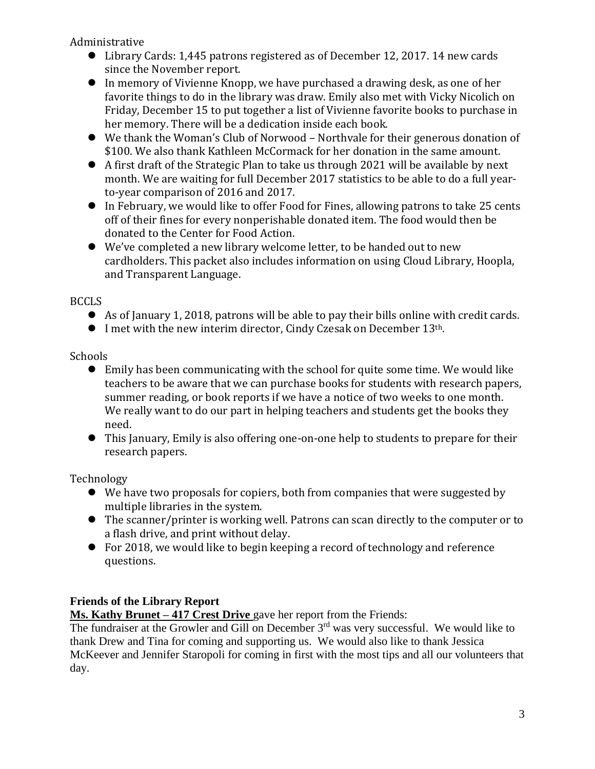Administrative

- Library Cards: 1,445 patrons registered as of December 12, 2017. 14 new cards since the November report.
- In memory of Vivienne Knopp, we have purchased a drawing desk, as one of her favorite things to do in the library was draw. Emily also met with Vicky Nicolich on Friday, December 15 to put together a list of Vivienne favorite books to purchase in her memory. There will be a dedication inside each book.
- We thank the Woman's Club of Norwood – Northvale for their generous donation of $100. We also thank Kathleen McCormack for her donation in the same amount.
- A first draft of the Strategic Plan to take us through 2021 will be available by next month. We are waiting for full December 2017 statistics to be able to do a full year-to-year comparison of 2016 and 2017.
- In February, we would like to offer Food for Fines, allowing patrons to take 25 cents off of their fines for every nonperishable donated item. The food would then be donated to the Center for Food Action.
- We've completed a new library welcome letter, to be handed out to new cardholders. This packet also includes information on using Cloud Library, Hoopla, and Transparent Language.

BCCLS

- As of January 1, 2018, patrons will be able to pay their bills online with credit cards.
- I met with the new interim director, Cindy Czesak on December 13th.

Schools

- Emily has been communicating with the school for quite some time. We would like teachers to be aware that we can purchase books for students with research papers, summer reading, or book reports if we have a notice of two weeks to one month. We really want to do our part in helping teachers and students get the books they need.
- This January, Emily is also offering one-on-one help to students to prepare for their research papers.

Technology

- We have two proposals for copiers, both from companies that were suggested by multiple libraries in the system.
- The scanner/printer is working well. Patrons can scan directly to the computer or to a flash drive, and print without delay.
- For 2018, we would like to begin keeping a record of technology and reference questions.

**Friends of the Library Report**

**Ms. Kathy Brunet – 417 Crest Drive** gave her report from the Friends:
The fundraiser at the Growler and Gill on December 3rd was very successful. We would like to thank Drew and Tina for coming and supporting us. We would also like to thank Jessica McKeever and Jennifer Staropoli for coming in first with the most tips and all our volunteers that day.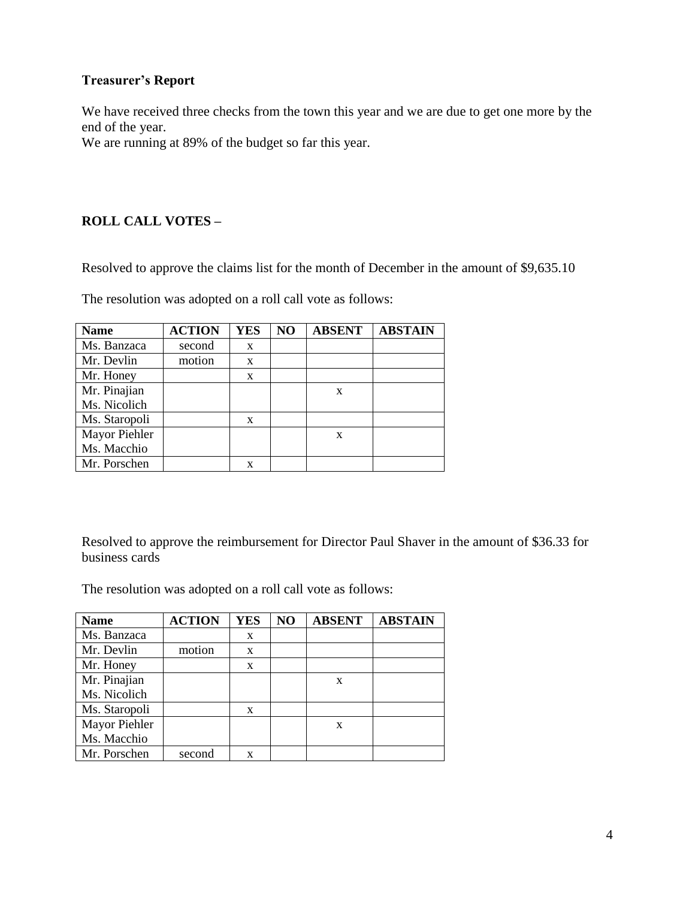**Treasurer's Report**

We have received three checks from the town this year and we are due to get one more by the end of the year.
We are running at 89% of the budget so far this year.

**ROLL CALL VOTES –**

Resolved to approve the claims list for the month of December in the amount of $9,635.10

The resolution was adopted on a roll call vote as follows:

| Name | ACTION | YES | NO | ABSENT | ABSTAIN |
|---|---|---|---|---|---|
| Ms. Banzaca | second | x | | | |
| Mr. Devlin | motion | x | | | |
| Mr. Honey | | x | | | |
| Mr. Pinajian Ms. Nicolich | | | | x | |
| Ms. Staropoli | | x | | | |
| Mayor Piehler Ms. Macchio | | | | x | |
| Mr. Porschen | | x | | | |

Resolved to approve the reimbursement for Director Paul Shaver in the amount of $36.33 for business cards

The resolution was adopted on a roll call vote as follows:

| Name | ACTION | YES | NO | ABSENT | ABSTAIN |
|---|---|---|---|---|---|
| Ms. Banzaca | | x | | | |
| Mr. Devlin | motion | x | | | |
| Mr. Honey | | x | | | |
| Mr. Pinajian Ms. Nicolich | | | | x | |
| Ms. Staropoli | | x | | | |
| Mayor Piehler Ms. Macchio | | | | x | |
| Mr. Porschen | second | x | | | |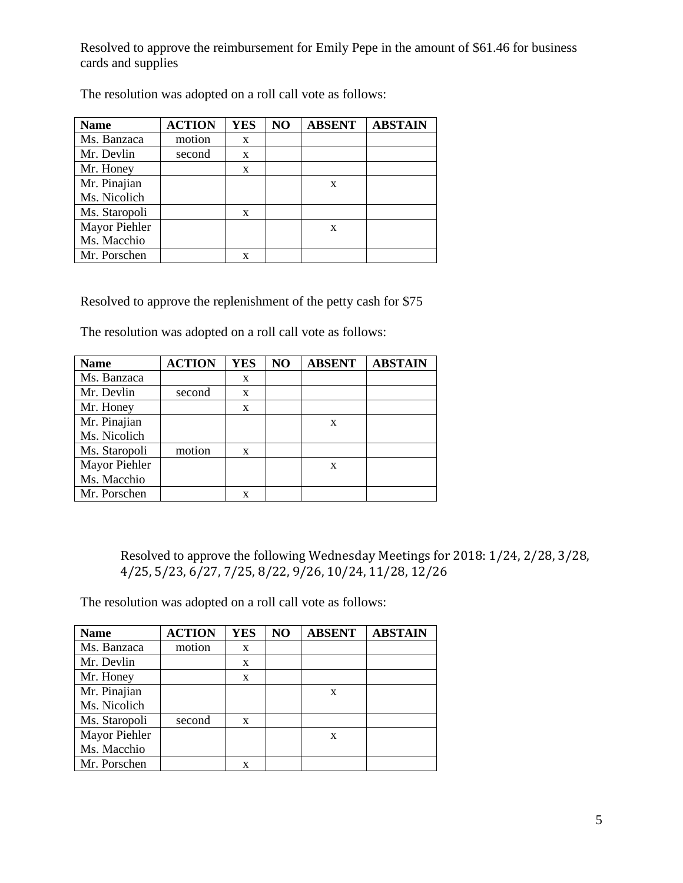Resolved to approve the reimbursement for Emily Pepe in the amount of $61.46 for business cards and supplies

The resolution was adopted on a roll call vote as follows:

| Name | ACTION | YES | NO | ABSENT | ABSTAIN |
|---|---|---|---|---|---|
| Ms. Banzaca | motion | x | | | |
| Mr. Devlin | second | x | | | |
| Mr. Honey | | x | | | |
| Mr. Pinajian Ms. Nicolich | | | | x | |
| Ms. Staropoli | | x | | | |
| Mayor Piehler Ms. Macchio | | | | x | |
| Mr. Porschen | | x | | | |

Resolved to approve the replenishment of the petty cash for $75

The resolution was adopted on a roll call vote as follows:

| Name | ACTION | YES | NO | ABSENT | ABSTAIN |
|---|---|---|---|---|---|
| Ms. Banzaca | | x | | | |
| Mr. Devlin | second | x | | | |
| Mr. Honey | | x | | | |
| Mr. Pinajian Ms. Nicolich | | | | x | |
| Ms. Staropoli | motion | x | | | |
| Mayor Piehler Ms. Macchio | | | | x | |
| Mr. Porschen | | x | | | |

Resolved to approve the following Wednesday Meetings for 2018: 1/24, 2/28, 3/28, 4/25, 5/23, 6/27, 7/25, 8/22, 9/26, 10/24, 11/28, 12/26

The resolution was adopted on a roll call vote as follows:

| Name | ACTION | YES | NO | ABSENT | ABSTAIN |
|---|---|---|---|---|---|
| Ms. Banzaca | motion | x | | | |
| Mr. Devlin | | x | | | |
| Mr. Honey | | x | | | |
| Mr. Pinajian Ms. Nicolich | | | | x | |
| Ms. Staropoli | second | x | | | |
| Mayor Piehler Ms. Macchio | | | | x | |
| Mr. Porschen | | x | | | |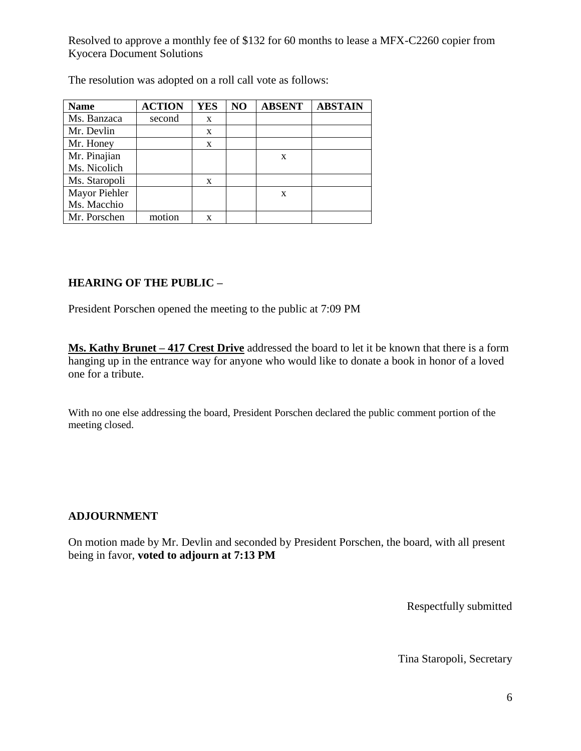Resolved to approve a monthly fee of $132 for 60 months to lease a MFX-C2260 copier from Kyocera Document Solutions

The resolution was adopted on a roll call vote as follows:

| Name | ACTION | YES | NO | ABSENT | ABSTAIN |
|---|---|---|---|---|---|
| Ms. Banzaca | second | x | | | |
| Mr. Devlin | | x | | | |
| Mr. Honey | | x | | | |
| Mr. Pinajian | | | | x | |
| Ms. Nicolich | | | | | |
| Ms. Staropoli | | x | | | |
| Mayor Piehler | | | | x | |
| Ms. Macchio | | | | | |
| Mr. Porschen | motion | x | | | |

**HEARING OF THE PUBLIC –**

President Porschen opened the meeting to the public at 7:09 PM

**Ms. Kathy Brunet – 417 Crest Drive** addressed the board to let it be known that there is a form hanging up in the entrance way for anyone who would like to donate a book in honor of a loved one for a tribute.

With no one else addressing the board, President Porschen declared the public comment portion of the meeting closed.

**ADJOURNMENT**

On motion made by Mr. Devlin and seconded by President Porschen, the board, with all present being in favor, **voted to adjourn at 7:13 PM**

Respectfully submitted

Tina Staropoli, Secretary